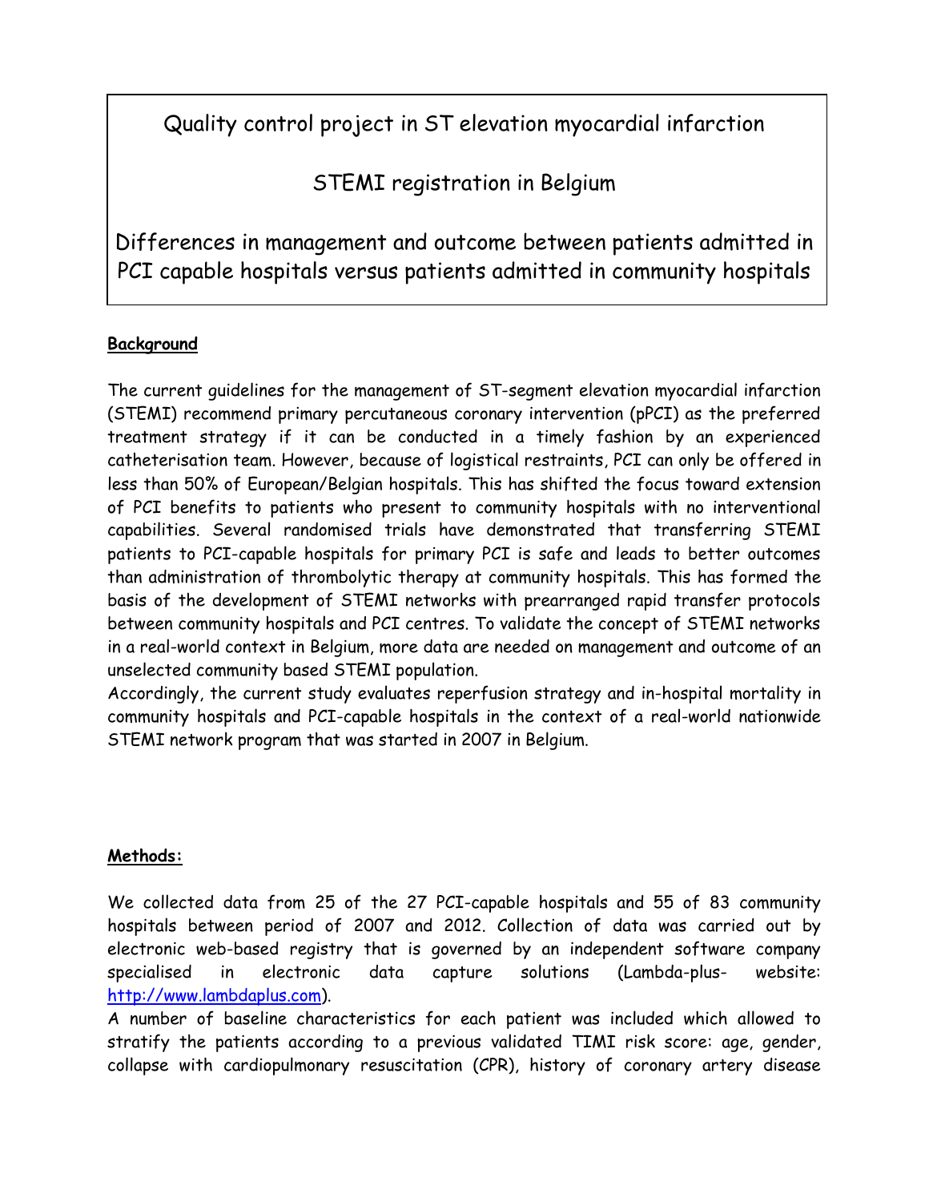# Quality control project in ST elevation myocardial infarction

## STEMI registration in Belgium

## Differences in management and outcome between patients admitted in PCI capable hospitals versus patients admitted in community hospitals

**Background**

The current guidelines for the management of ST-segment elevation myocardial infarction (STEMI) recommend primary percutaneous coronary intervention (pPCI) as the preferred treatment strategy if it can be conducted in a timely fashion by an experienced catheterisation team. However, because of logistical restraints, PCI can only be offered in less than 50% of European/Belgian hospitals. This has shifted the focus toward extension of PCI benefits to patients who present to community hospitals with no interventional capabilities. Several randomised trials have demonstrated that transferring STEMI patients to PCI-capable hospitals for primary PCI is safe and leads to better outcomes than administration of thrombolytic therapy at community hospitals. This has formed the basis of the development of STEMI networks with prearranged rapid transfer protocols between community hospitals and PCI centres. To validate the concept of STEMI networks in a real-world context in Belgium, more data are needed on management and outcome of an unselected community based STEMI population.

Accordingly, the current study evaluates reperfusion strategy and in-hospital mortality in community hospitals and PCI-capable hospitals in the context of a real-world nationwide STEMI network program that was started in 2007 in Belgium.

**Methods:**

We collected data from 25 of the 27 PCI-capable hospitals and 55 of 83 community hospitals between period of 2007 and 2012. Collection of data was carried out by electronic web-based registry that is governed by an independent software company specialised in electronic data capture solutions (Lambda-plus- website: http://www.lambdaplus.com).

A number of baseline characteristics for each patient was included which allowed to stratify the patients according to a previous validated TIMI risk score: age, gender, collapse with cardiopulmonary resuscitation (CPR), history of coronary artery disease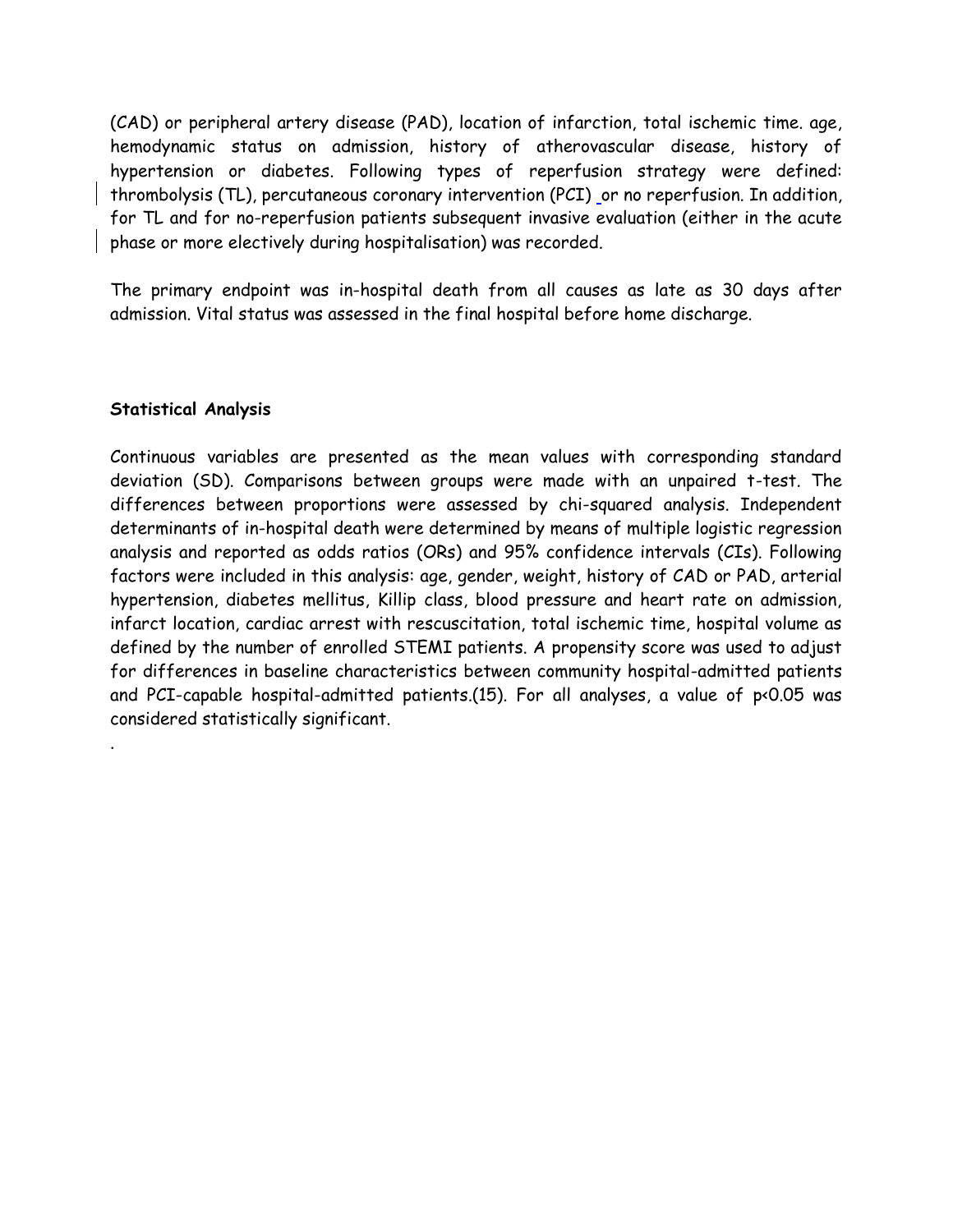(CAD) or peripheral artery disease (PAD), location of infarction, total ischemic time. age, hemodynamic status on admission, history of atherovascular disease, history of hypertension or diabetes. Following types of reperfusion strategy were defined: thrombolysis (TL), percutaneous coronary intervention (PCI) or no reperfusion. In addition, for TL and for no-reperfusion patients subsequent invasive evaluation (either in the acute phase or more electively during hospitalisation) was recorded.

The primary endpoint was in-hospital death from all causes as late as 30 days after admission. Vital status was assessed in the final hospital before home discharge.

**Statistical Analysis**

Continuous variables are presented as the mean values with corresponding standard deviation (SD). Comparisons between groups were made with an unpaired t-test. The differences between proportions were assessed by chi-squared analysis. Independent determinants of in-hospital death were determined by means of multiple logistic regression analysis and reported as odds ratios (ORs) and 95% confidence intervals (CIs). Following factors were included in this analysis: age, gender, weight, history of CAD or PAD, arterial hypertension, diabetes mellitus, Killip class, blood pressure and heart rate on admission, infarct location, cardiac arrest with rescuscitation, total ischemic time, hospital volume as defined by the number of enrolled STEMI patients. A propensity score was used to adjust for differences in baseline characteristics between community hospital-admitted patients and PCI-capable hospital-admitted patients.(15). For all analyses, a value of $p<0.05$ was considered statistically significant.

.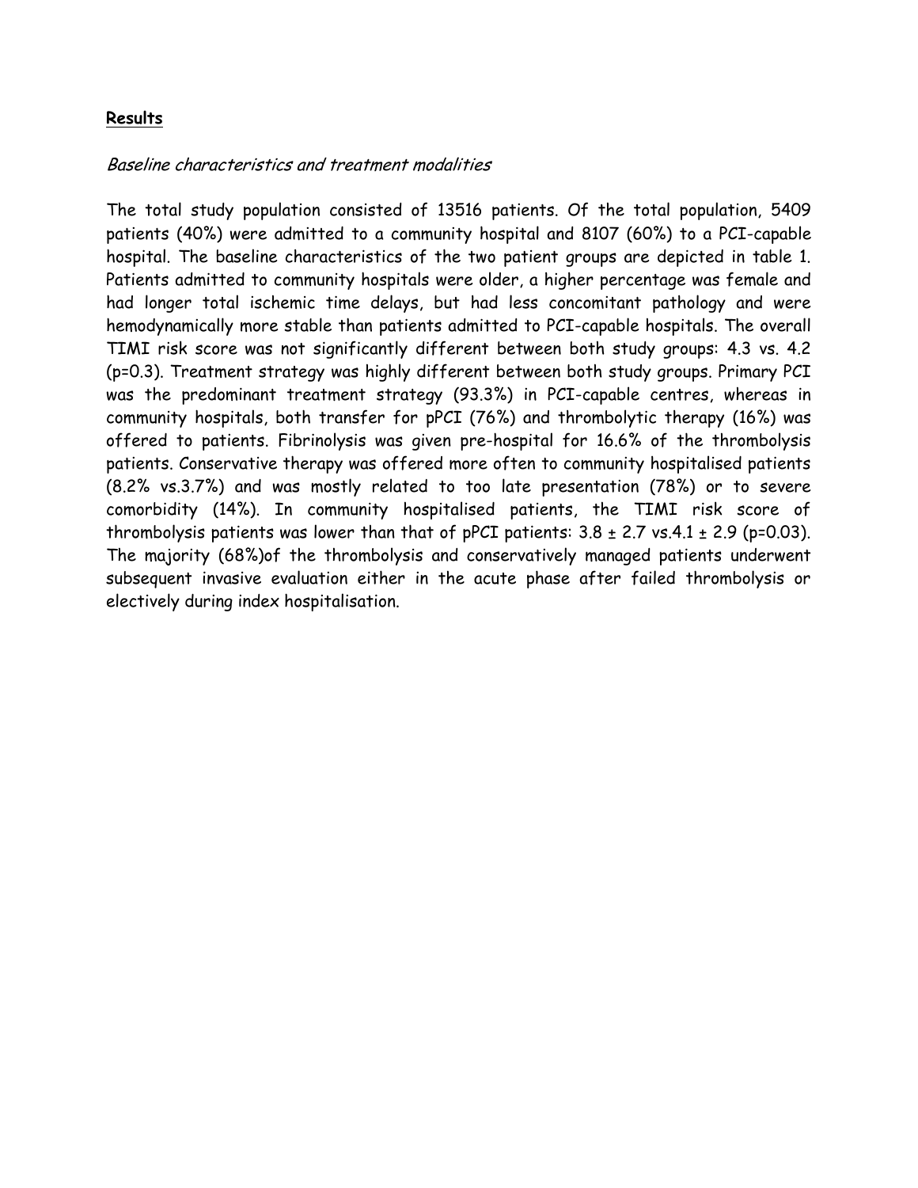## **Results**

*Baseline characteristics and treatment modalities*

The total study population consisted of 13516 patients. Of the total population, 5409 patients (40%) were admitted to a community hospital and 8107 (60%) to a PCI-capable hospital. The baseline characteristics of the two patient groups are depicted in table 1. Patients admitted to community hospitals were older, a higher percentage was female and had longer total ischemic time delays, but had less concomitant pathology and were hemodynamically more stable than patients admitted to PCI-capable hospitals. The overall TIMI risk score was not significantly different between both study groups: 4.3 vs. 4.2 ($p$=0.3). Treatment strategy was highly different between both study groups. Primary PCI was the predominant treatment strategy (93.3%) in PCI-capable centres, whereas in community hospitals, both transfer for pPCI (76%) and thrombolytic therapy (16%) was offered to patients. Fibrinolysis was given pre-hospital for 16.6% of the thrombolysis patients. Conservative therapy was offered more often to community hospitalised patients (8.2% vs.3.7%) and was mostly related to too late presentation (78%) or to severe comorbidity (14%). In community hospitalised patients, the TIMI risk score of thrombolysis patients was lower than that of pPCI patients: $3.8 \pm 2.7$ vs.$4.1 \pm 2.9$ ($p$=0.03). The majority (68%)of the thrombolysis and conservatively managed patients underwent subsequent invasive evaluation either in the acute phase after failed thrombolysis or electively during index hospitalisation.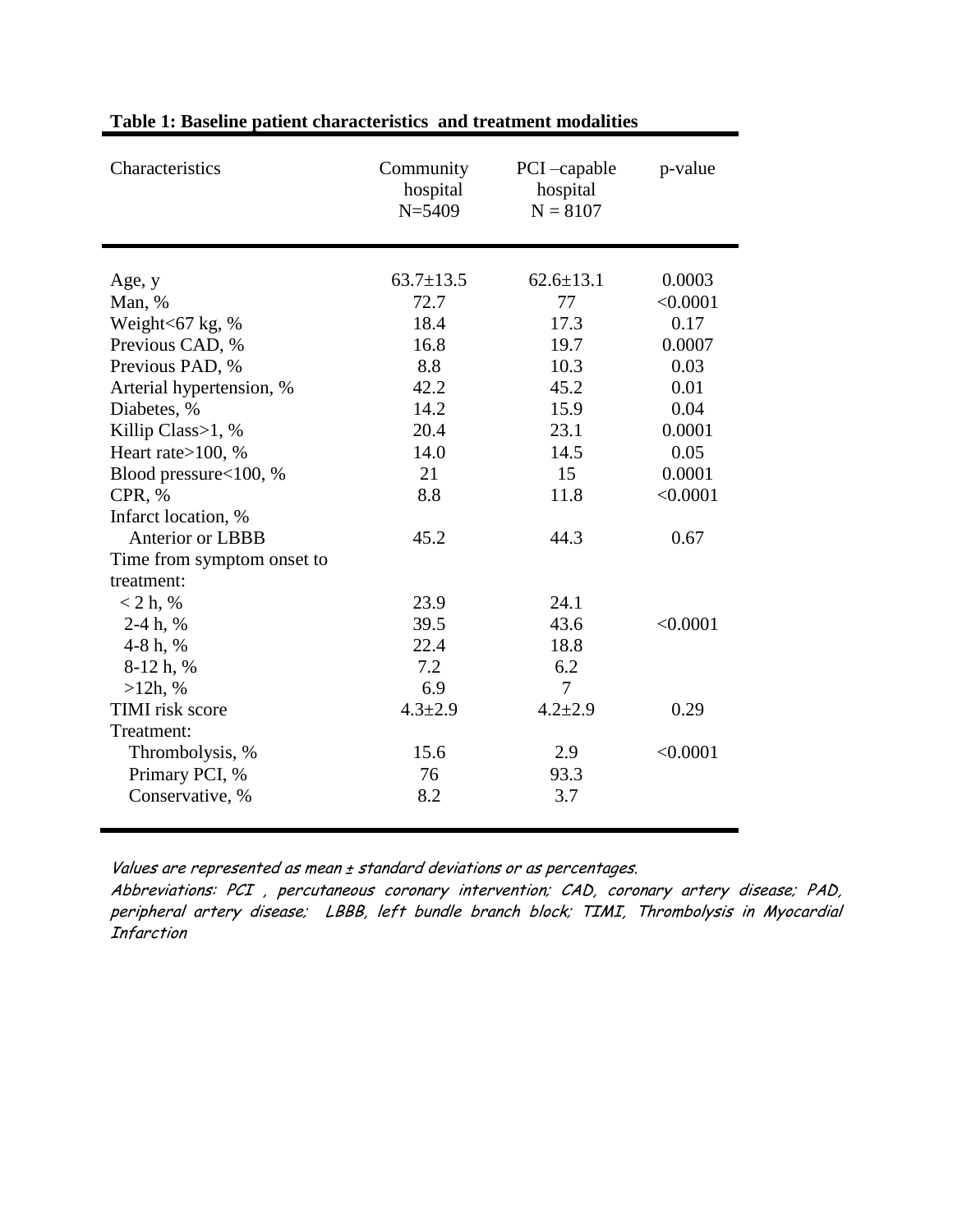**Table 1: Baseline patient characteristics and treatment modalities**

| Characteristics | Community hospital N=5409 | PCI –capable hospital N = 8107 | p-value |
|---|---|---|---|
| Age, y | 63.7±13.5 | 62.6±13.1 | 0.0003 |
| Man, % | 72.7 | 77 | <0.0001 |
| Weight<67 kg, % | 18.4 | 17.3 | 0.17 |
| Previous CAD, % | 16.8 | 19.7 | 0.0007 |
| Previous PAD, % | 8.8 | 10.3 | 0.03 |
| Arterial hypertension, % | 42.2 | 45.2 | 0.01 |
| Diabetes, % | 14.2 | 15.9 | 0.04 |
| Killip Class>1, % | 20.4 | 23.1 | 0.0001 |
| Heart rate>100, % | 14.0 | 14.5 | 0.05 |
| Blood pressure<100, % | 21 | 15 | 0.0001 |
| CPR, % | 8.8 | 11.8 | <0.0001 |
| Infarct location, % | | | |
| Anterior or LBBB | 45.2 | 44.3 | 0.67 |
| Time from symptom onset to treatment: | | | |
| < 2 h, % | 23.9 | 24.1 | |
| 2-4 h, % | 39.5 | 43.6 | <0.0001 |
| 4-8 h, % | 22.4 | 18.8 | |
| 8-12 h, % | 7.2 | 6.2 | |
| >12h, % | 6.9 | 7 | |
| TIMI risk score | 4.3±2.9 | 4.2±2.9 | 0.29 |
| Treatment: | | | |
| Thrombolysis, % | 15.6 | 2.9 | <0.0001 |
| Primary PCI, % | 76 | 93.3 | |
| Conservative, % | 8.2 | 3.7 | |

*Values are represented as mean ± standard deviations or as percentages.*

*Abbreviations: PCI , percutaneous coronary intervention; CAD, coronary artery disease; PAD, peripheral artery disease; LBBB, left bundle branch block; TIMI, Thrombolysis in Myocardial Infarction*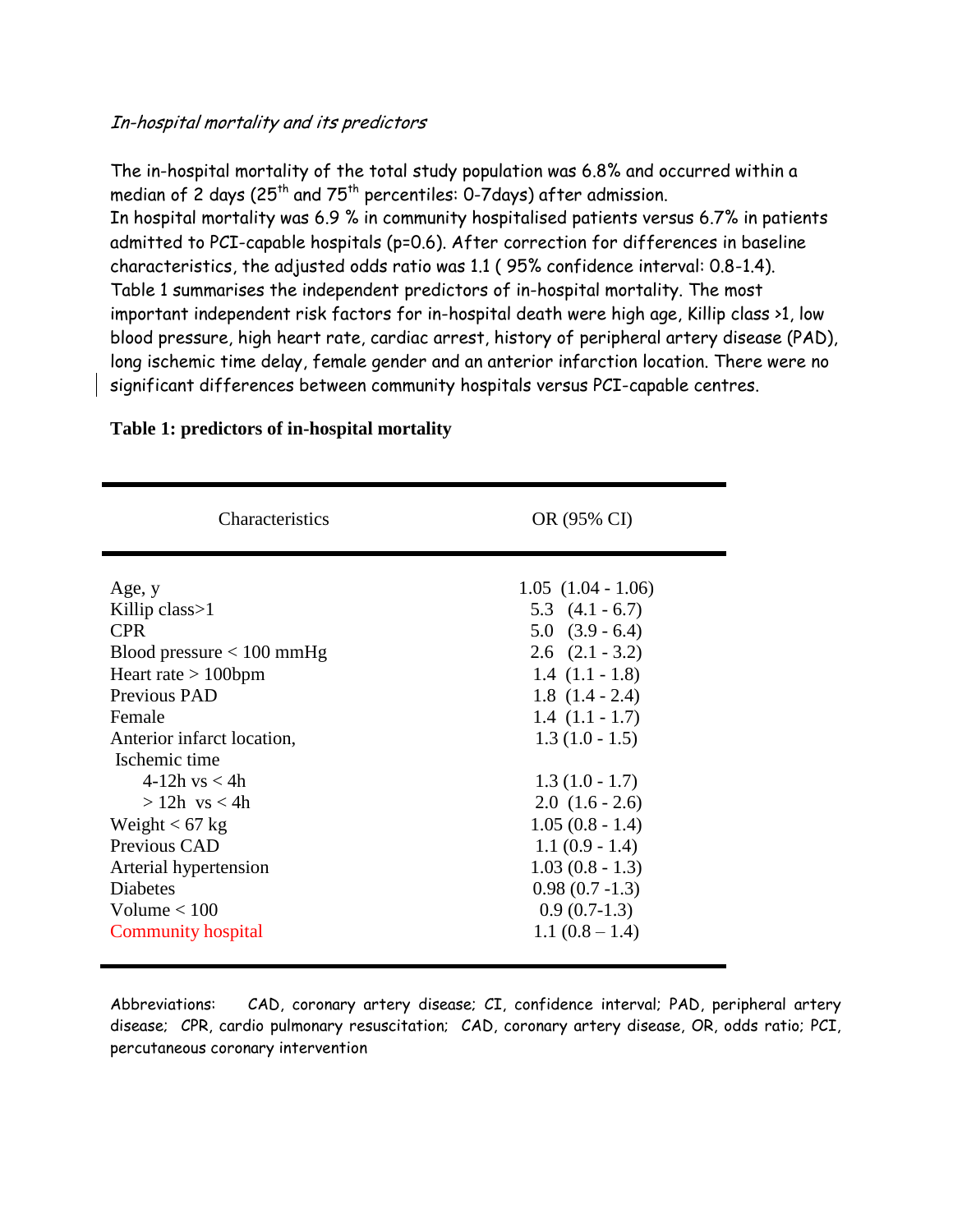*In-hospital mortality and its predictors*

The in-hospital mortality of the total study population was 6.8% and occurred within a median of 2 days (25th and 75th percentiles: 0-7days) after admission.
In hospital mortality was 6.9 % in community hospitalised patients versus 6.7% in patients admitted to PCI-capable hospitals (p=0.6). After correction for differences in baseline characteristics, the adjusted odds ratio was 1.1 ( 95% confidence interval: 0.8-1.4).
Table 1 summarises the independent predictors of in-hospital mortality. The most important independent risk factors for in-hospital death were high age, Killip class >1, low blood pressure, high heart rate, cardiac arrest, history of peripheral artery disease (PAD), long ischemic time delay, female gender and an anterior infarction location. There were no significant differences between community hospitals versus PCI-capable centres.

**Table 1: predictors of in-hospital mortality**

| Characteristics | OR (95% CI) |
|---|---|
| Age, y | 1.05 (1.04 - 1.06) |
| Killip class>1 | 5.3 (4.1 - 6.7) |
| CPR | 5.0 (3.9 - 6.4) |
| Blood pressure < 100 mmHg | 2.6 (2.1 - 3.2) |
| Heart rate > 100bpm | 1.4 (1.1 - 1.8) |
| Previous PAD | 1.8 (1.4 - 2.4) |
| Female | 1.4 (1.1 - 1.7) |
| Anterior infarct location, | 1.3 (1.0 - 1.5) |
| Ischemic time | |
| 4-12h vs < 4h | 1.3 (1.0 - 1.7) |
| > 12h vs < 4h | 2.0 (1.6 - 2.6) |
| Weight < 67 kg | 1.05 (0.8 - 1.4) |
| Previous CAD | 1.1 (0.9 - 1.4) |
| Arterial hypertension | 1.03 (0.8 - 1.3) |
| Diabetes | 0.98 (0.7 -1.3) |
| Volume < 100 | 0.9 (0.7-1.3) |
| Community hospital | 1.1 (0.8 – 1.4) |

Abbreviations: CAD, coronary artery disease; CI, confidence interval; PAD, peripheral artery disease; CPR, cardio pulmonary resuscitation; CAD, coronary artery disease, OR, odds ratio; PCI, percutaneous coronary intervention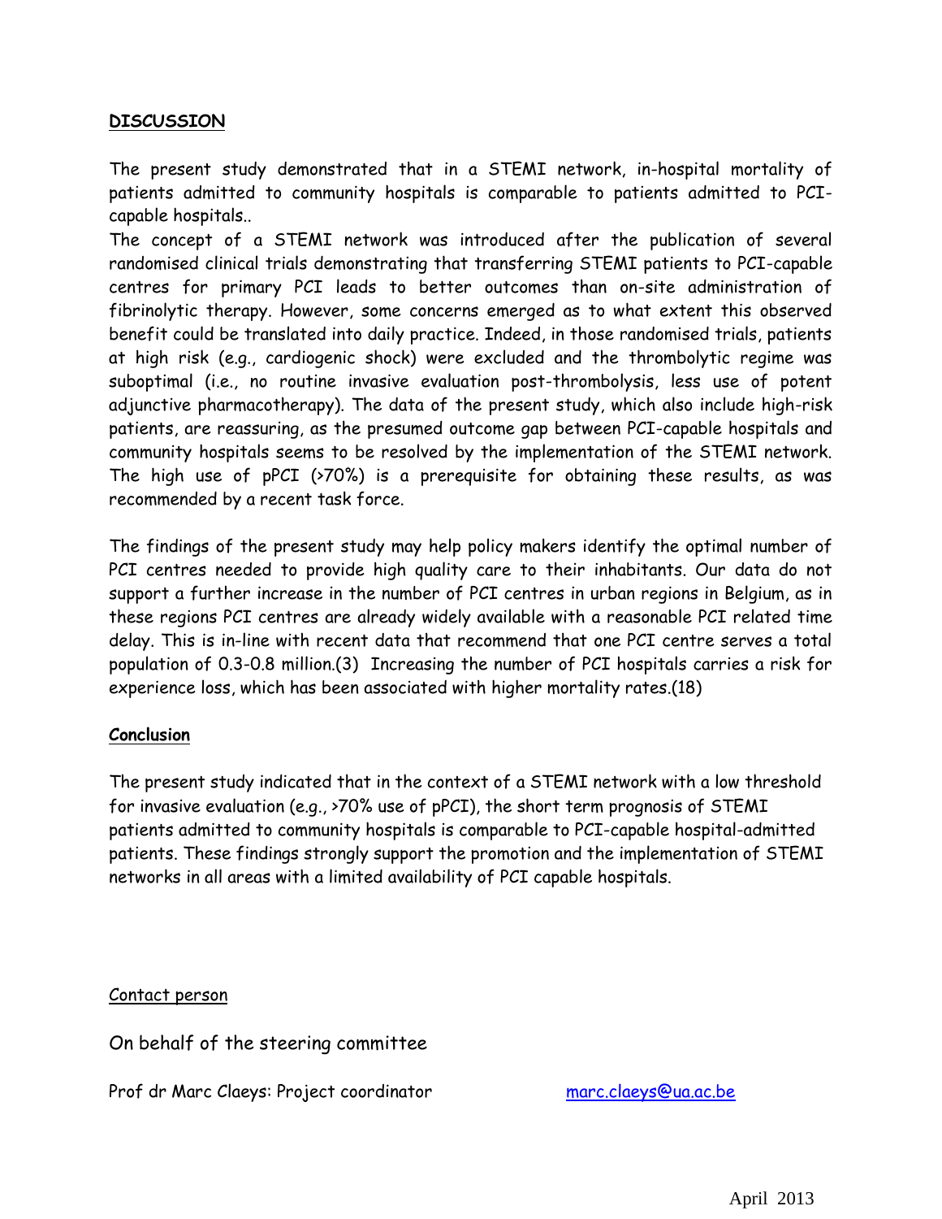## DISCUSSION

The present study demonstrated that in a STEMI network, in-hospital mortality of patients admitted to community hospitals is comparable to patients admitted to PCI-capable hospitals..

The concept of a STEMI network was introduced after the publication of several randomised clinical trials demonstrating that transferring STEMI patients to PCI-capable centres for primary PCI leads to better outcomes than on-site administration of fibrinolytic therapy. However, some concerns emerged as to what extent this observed benefit could be translated into daily practice. Indeed, in those randomised trials, patients at high risk (e.g., cardiogenic shock) were excluded and the thrombolytic regime was suboptimal (i.e., no routine invasive evaluation post-thrombolysis, less use of potent adjunctive pharmacotherapy). The data of the present study, which also include high-risk patients, are reassuring, as the presumed outcome gap between PCI-capable hospitals and community hospitals seems to be resolved by the implementation of the STEMI network. The high use of pPCI (>70%) is a prerequisite for obtaining these results, as was recommended by a recent task force.

The findings of the present study may help policy makers identify the optimal number of PCI centres needed to provide high quality care to their inhabitants. Our data do not support a further increase in the number of PCI centres in urban regions in Belgium, as in these regions PCI centres are already widely available with a reasonable PCI related time delay. This is in-line with recent data that recommend that one PCI centre serves a total population of 0.3-0.8 million.(3) Increasing the number of PCI hospitals carries a risk for experience loss, which has been associated with higher mortality rates.(18)

### ***Conclusion***

The present study indicated that in the context of a STEMI network with a low threshold for invasive evaluation (e.g., >70% use of pPCI), the short term prognosis of STEMI patients admitted to community hospitals is comparable to PCI-capable hospital-admitted patients. These findings strongly support the promotion and the implementation of STEMI networks in all areas with a limited availability of PCI capable hospitals.

Contact person

On behalf of the steering committee

Prof dr Marc Claeys: Project coordinator marc.claeys@ua.ac.be

April 2013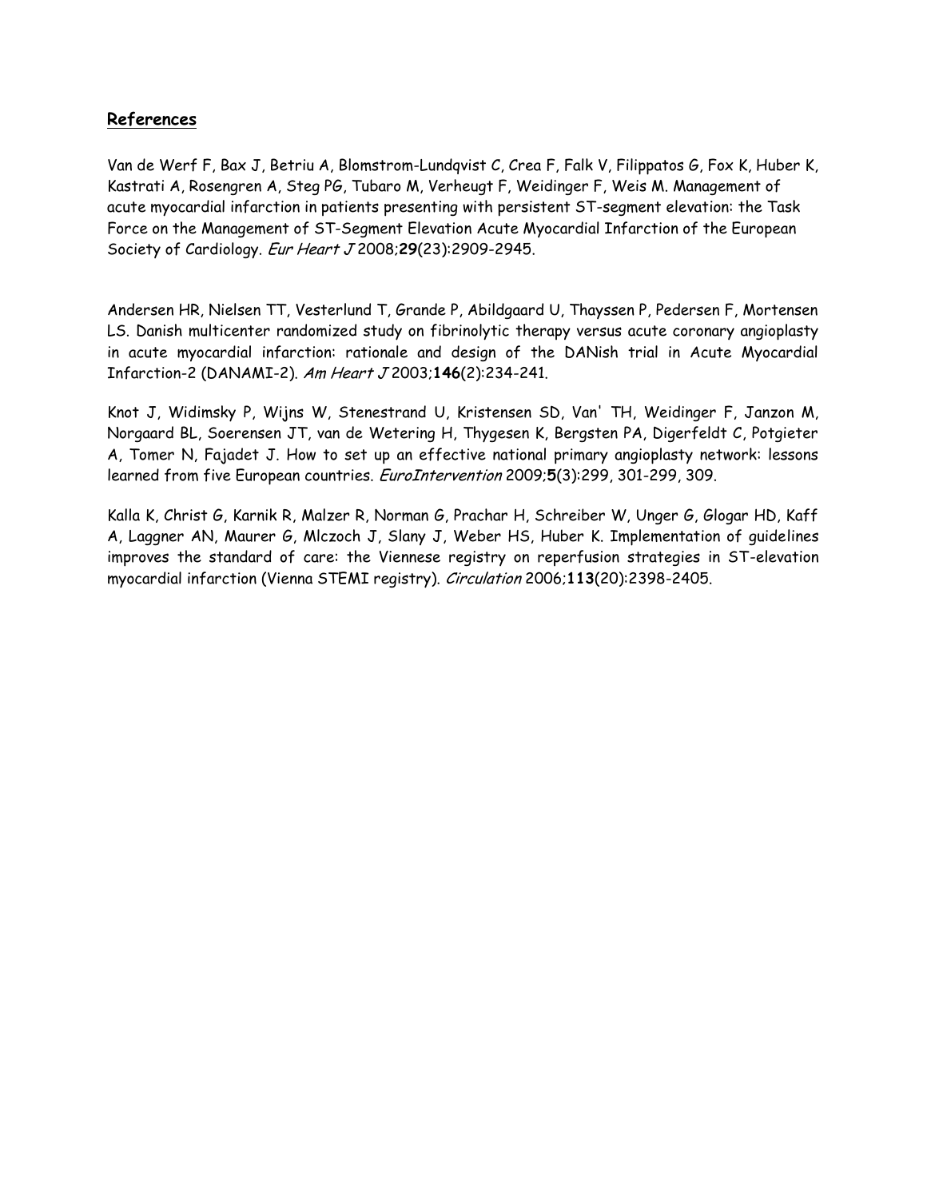## References

Van de Werf F, Bax J, Betriu A, Blomstrom-Lundqvist C, Crea F, Falk V, Filippatos G, Fox K, Huber K, Kastrati A, Rosengren A, Steg PG, Tubaro M, Verheugt F, Weidinger F, Weis M. Management of acute myocardial infarction in patients presenting with persistent ST-segment elevation: the Task Force on the Management of ST-Segment Elevation Acute Myocardial Infarction of the European Society of Cardiology. *Eur Heart J* 2008;**29**(23):2909-2945.

Andersen HR, Nielsen TT, Vesterlund T, Grande P, Abildgaard U, Thayssen P, Pedersen F, Mortensen LS. Danish multicenter randomized study on fibrinolytic therapy versus acute coronary angioplasty in acute myocardial infarction: rationale and design of the DANish trial in Acute Myocardial Infarction-2 (DANAMI-2). *Am Heart J* 2003;**146**(2):234-241.

Knot J, Widimsky P, Wijns W, Stenestrand U, Kristensen SD, Van' TH, Weidinger F, Janzon M, Norgaard BL, Soerensen JT, van de Wetering H, Thygesen K, Bergsten PA, Digerfeldt C, Potgieter A, Tomer N, Fajadet J. How to set up an effective national primary angioplasty network: lessons learned from five European countries. *EuroIntervention* 2009;**5**(3):299, 301-299, 309.

Kalla K, Christ G, Karnik R, Malzer R, Norman G, Prachar H, Schreiber W, Unger G, Glogar HD, Kaff A, Laggner AN, Maurer G, Mlczoch J, Slany J, Weber HS, Huber K. Implementation of guidelines improves the standard of care: the Viennese registry on reperfusion strategies in ST-elevation myocardial infarction (Vienna STEMI registry). *Circulation* 2006;**113**(20):2398-2405.